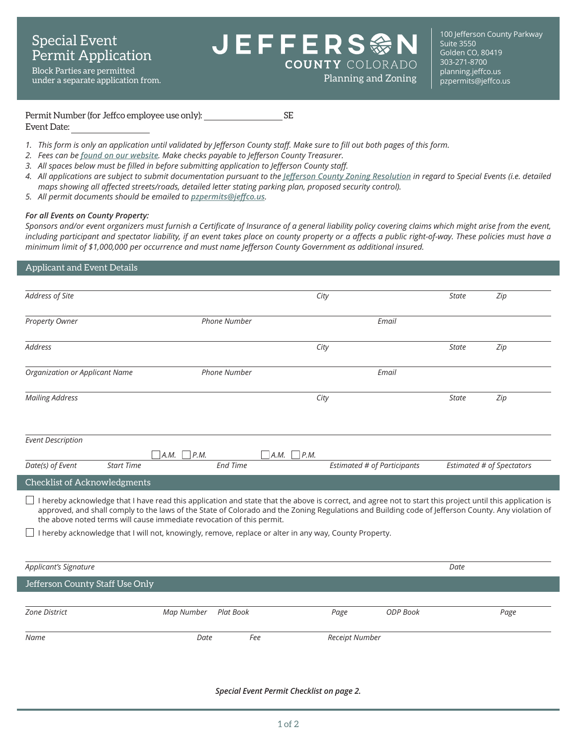# Special Event Permit Application

Block Parties are permitted under a separate application from.

**JEFFERSON COUNTY COLORADO**
Planning and Zoning

100 Jefferson County Parkway
Suite 3550
Golden CO, 80419
303-271-8700
planning.jeffco.us
pzpermits@jeffco.us

Permit Number (for Jeffco employee use only): ____________________ SE

Event Date: ____________________

1. *This form is only an application until validated by Jefferson County staff. Make sure to fill out both pages of this form.*
2. *Fees can be **found on our website**. Make checks payable to Jefferson County Treasurer.*
3. *All spaces below must be filled in before submitting application to Jefferson County staff.*
4. *All applications are subject to submit documentation pursuant to the **Jefferson County Zoning Resolution** in regard to Special Events (i.e. detailed maps showing all affected streets/roads, detailed letter stating parking plan, proposed security control).*
5. *All permit documents should be emailed to **pzpermits@jeffco.us**.*

***For all Events on County Property:***

*Sponsors and/or event organizers must furnish a Certificate of Insurance of a general liability policy covering claims which might arise from the event, including participant and spectator liability, if an event takes place on county property or a affects a public right-of-way. These policies must have a minimum limit of $1,000,000 per occurrence and must name Jefferson County Government as additional insured.*

## Applicant and Event Details

| | | | | |
|---|---|---|---|---|
| *Address of Site* | | *City* | *State* | *Zip* |
| *Property Owner* | *Phone Number* | *Email* | | |
| *Address* | | *City* | *State* | *Zip* |
| *Organization or Applicant Name* | *Phone Number* | *Email* | | |
| *Mailing Address* | | *City* | *State* | *Zip* |

*Event Description*

| *Date(s) of Event* | *Start Time* ☐ *A.M.* ☐ *P.M.* | *End Time* ☐ *A.M.* ☐ *P.M.* | *Estimated # of Participants* | *Estimated # of Spectators* |
|---|---|---|---|---|

## Checklist of Acknowledgments

☐ I hereby acknowledge that I have read this application and state that the above is correct, and agree not to start this project until this application is approved, and shall comply to the laws of the State of Colorado and the Zoning Regulations and Building code of Jefferson County. Any violation of the above noted terms will cause immediate revocation of this permit.

☐ I hereby acknowledge that I will not, knowingly, remove, replace or alter in any way, County Property.

| *Applicant's Signature* | *Date* |
|---|---|

## Jefferson County Staff Use Only

| *Zone District* | *Map Number* | *Plat Book* | *Page* | *ODP Book* | *Page* |
|---|---|---|---|---|---|

| *Name* | *Date* | *Fee* | *Receipt Number* |
|---|---|---|---|

***Special Event Permit Checklist on page 2.***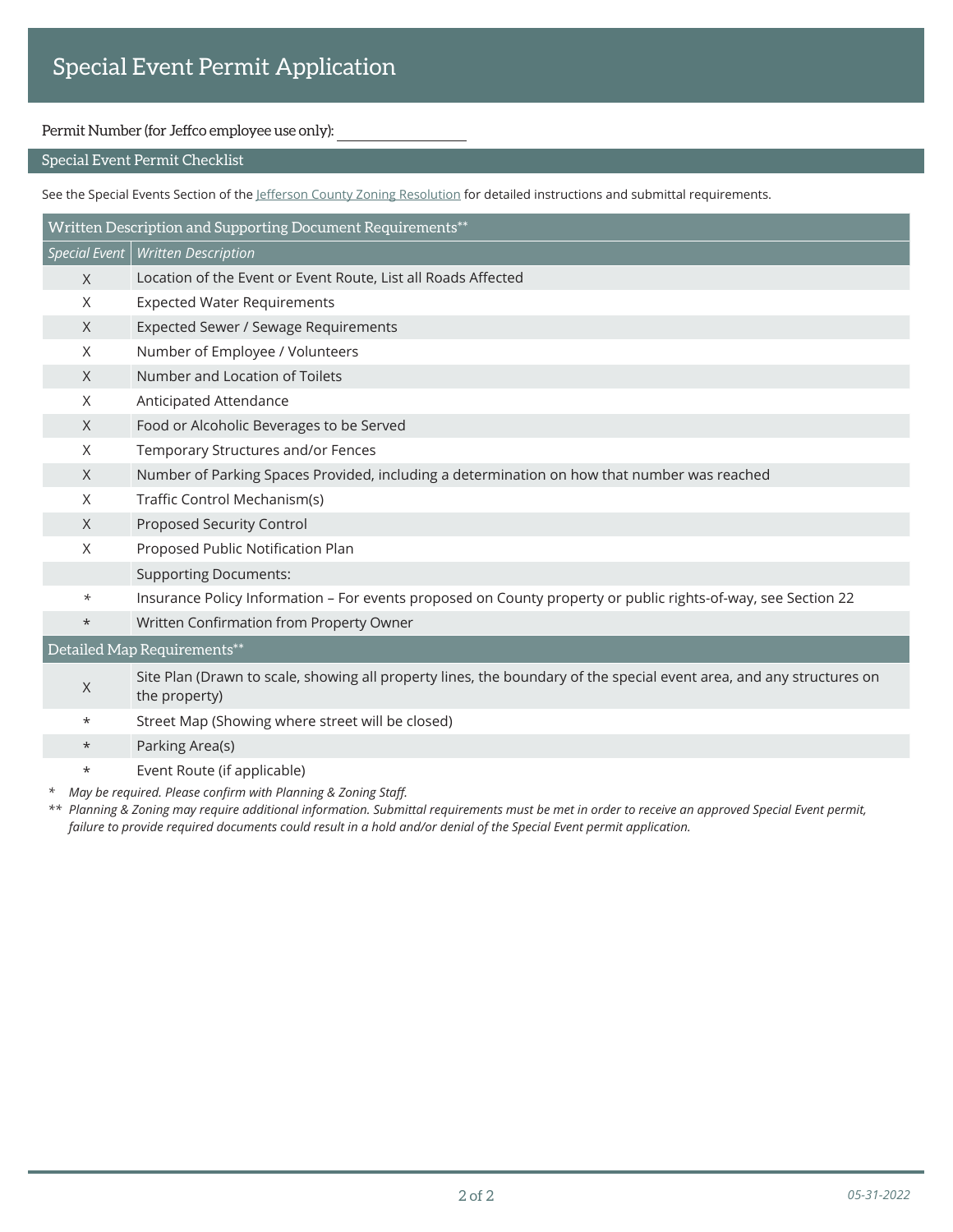# Special Event Permit Application

Permit Number (for Jeffco employee use only): ____________

## Special Event Permit Checklist

See the Special Events Section of the Jefferson County Zoning Resolution for detailed instructions and submittal requirements.

| Written Description and Supporting Document Requirements** | |
|---|---|
| *Special Event* | *Written Description* |
| X | Location of the Event or Event Route, List all Roads Affected |
| X | Expected Water Requirements |
| X | Expected Sewer / Sewage Requirements |
| X | Number of Employee / Volunteers |
| X | Number and Location of Toilets |
| X | Anticipated Attendance |
| X | Food or Alcoholic Beverages to be Served |
| X | Temporary Structures and/or Fences |
| X | Number of Parking Spaces Provided, including a determination on how that number was reached |
| X | Traffic Control Mechanism(s) |
| X | Proposed Security Control |
| X | Proposed Public Notification Plan |
| | Supporting Documents: |
| * | Insurance Policy Information – For events proposed on County property or public rights-of-way, see Section 22 |
| * | Written Confirmation from Property Owner |
| **Detailed Map Requirements**** | |
| X | Site Plan (Drawn to scale, showing all property lines, the boundary of the special event area, and any structures on the property) |
| * | Street Map (Showing where street will be closed) |
| * | Parking Area(s) |
| * | Event Route (if applicable) |

\* *May be required. Please confirm with Planning & Zoning Staff.*

\** *Planning & Zoning may require additional information. Submittal requirements must be met in order to receive an approved Special Event permit, failure to provide required documents could result in a hold and/or denial of the Special Event permit application.*

05-31-2022